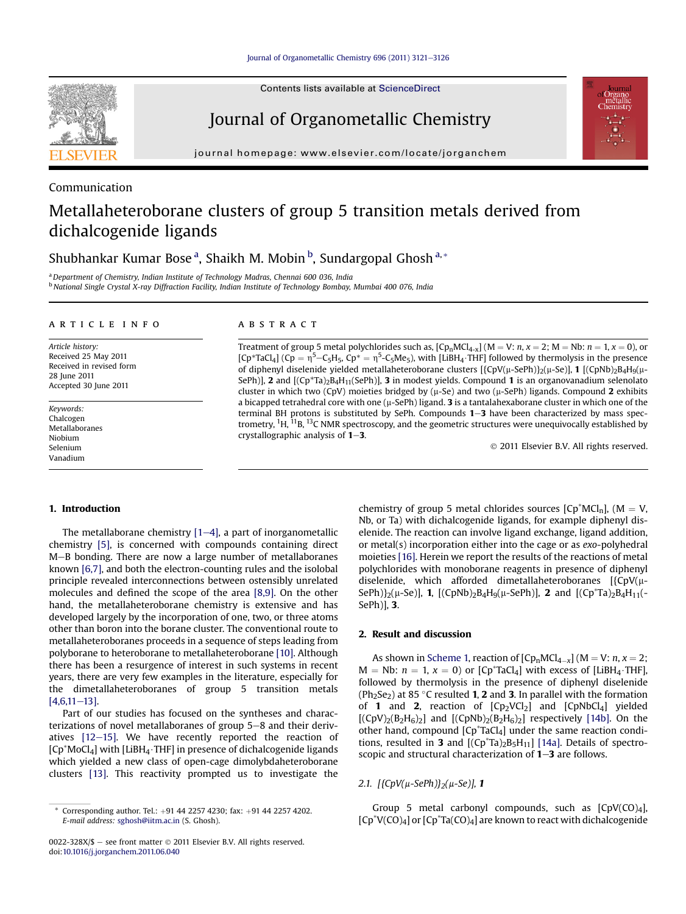Communication

# Metallaheteroborane clusters of group 5 transition metals derived from dichalcogenide ligands

Shubhankar Kumar Bose [a], Shaikh M. Mobin [b], Sundargopal Ghosh [a,*]

[a] Department of Chemistry, Indian Institute of Technology Madras, Chennai 600 036, India
[b] National Single Crystal X-ray Diffraction Facility, Indian Institute of Technology Bombay, Mumbai 400 076, India

**ARTICLE INFO**

*Article history:*
Received 25 May 2011
Received in revised form 28 June 2011
Accepted 30 June 2011

*Keywords:*
Chalcogen
Metallaboranes
Niobium
Selenium
Vanadium

**ABSTRACT**

Treatment of group 5 metal polychlorides such as, $[Cp_nMCl_{4-x}]$ (M = V: *n*, *x* = 2; M = Nb: *n* = 1, *x* = 0), or $[Cp^*TaCl_4]$ (Cp = $\eta^5$–$C_5H_5$, Cp* = $\eta^5$-$C_5Me_5$), with [$LiBH_4$·THF] followed by thermolysis in the presence of diphenyl diselenide yielded metallaheteroborane clusters [{CpV(μ-SePh)}$_2$(μ-Se)], **1** [$(CpNb)_2B_4H_9$(μ-SePh)], **2** and [$(Cp^*Ta)_2B_4H_{11}$(SePh)], **3** in modest yields. Compound **1** is an organovanadium selenolato cluster in which two (CpV) moieties bridged by (μ-Se) and two (μ-SePh) ligands. Compound **2** exhibits a bicapped tetrahedral core with one (μ-SePh) ligand. **3** is a tantalahexaborane cluster in which one of the terminal BH protons is substituted by SePh. Compounds **1**–**3** have been characterized by mass spectrometry, $^1$H, $^{11}$B, $^{13}$C NMR spectroscopy, and the geometric structures were unequivocally established by crystallographic analysis of **1**–**3**.

© 2011 Elsevier B.V. All rights reserved.

## 1. Introduction

The metallaborane chemistry [1–4], a part of inorganometallic chemistry [5], is concerned with compounds containing direct M–B bonding. There are now a large number of metallaboranes known [6,7], and both the electron-counting rules and the isolobal principle revealed interconnections between ostensibly unrelated molecules and defined the scope of the area [8,9]. On the other hand, the metallaheteroborane chemistry is extensive and has developed largely by the incorporation of one, two, or three atoms other than boron into the borane cluster. The conventional route to metallaheteroboranes proceeds in a sequence of steps leading from polyborane to heteroborane to metallaheteroborane [10]. Although there has been a resurgence of interest in such systems in recent years, there are very few examples in the literature, especially for the dimetallaheteroboranes of group 5 transition metals [4,6,11–13].

Part of our studies has focused on the syntheses and characterizations of novel metallaboranes of group 5–8 and their derivatives [12–15]. We have recently reported the reaction of $[Cp^*MoCl_4]$ with [$LiBH_4$·THF] in presence of dichalcogenide ligands which yielded a new class of open-cage dimolybdaheteroborane clusters [13]. This reactivity prompted us to investigate the chemistry of group 5 metal chlorides sources $[Cp^*MCl_n]$, (M = V, Nb, or Ta) with dichalcogenide ligands, for example diphenyl diselenide. The reaction can involve ligand exchange, ligand addition, or metal(s) incorporation either into the cage or as *exo*-polyhedral moieties [16]. Herein we report the results of the reactions of metal polychlorides with monoborane reagents in presence of diphenyl diselenide, which afforded dimetallaheteroboranes [{CpV(μ-SePh)}$_2$(μ-Se)], **1**, [$(CpNb)_2B_4H_9$(μ-SePh)], **2** and [$(Cp^*Ta)_2B_4H_{11}$(-SePh)], **3**.

## 2. Result and discussion

As shown in Scheme 1, reaction of $[Cp_nMCl_{4-x}]$ (M = V: *n*, *x* = 2; M = Nb: *n* = 1, *x* = 0) or $[Cp^*TaCl_4]$ with excess of [$LiBH_4$·THF], followed by thermolysis in the presence of diphenyl diselenide ($Ph_2Se_2$) at 85 °C resulted **1**, **2** and **3**. In parallel with the formation of **1** and **2**, reaction of $[Cp_2VCl_2]$ and $[CpNbCl_4]$ yielded [$(CpV)_2(B_2H_6)_2$] and [$(CpNb)_2(B_2H_6)_2$] respectively [14b]. On the other hand, compound $[Cp^*TaCl_4]$ under the same reaction conditions, resulted in **3** and [$(Cp^*Ta)_2B_5H_{11}$] [14a]. Details of spectroscopic and structural characterization of **1**–**3** are follows.

### 2.1. [{CpV(μ-SePh)}$_2$(μ-Se)], 1

Group 5 metal carbonyl compounds, such as $[CpV(CO)_4]$, $[Cp^*V(CO)_4]$ or $[Cp^*Ta(CO)_4]$ are known to react with dichalcogenide

\* Corresponding author. Tel.: +91 44 2257 4230; fax: +91 44 2257 4202.
*E-mail address:* sghosh@iitm.ac.in (S. Ghosh).

0022-328X/$ – see front matter © 2011 Elsevier B.V. All rights reserved.
doi:10.1016/j.jorganchem.2011.06.040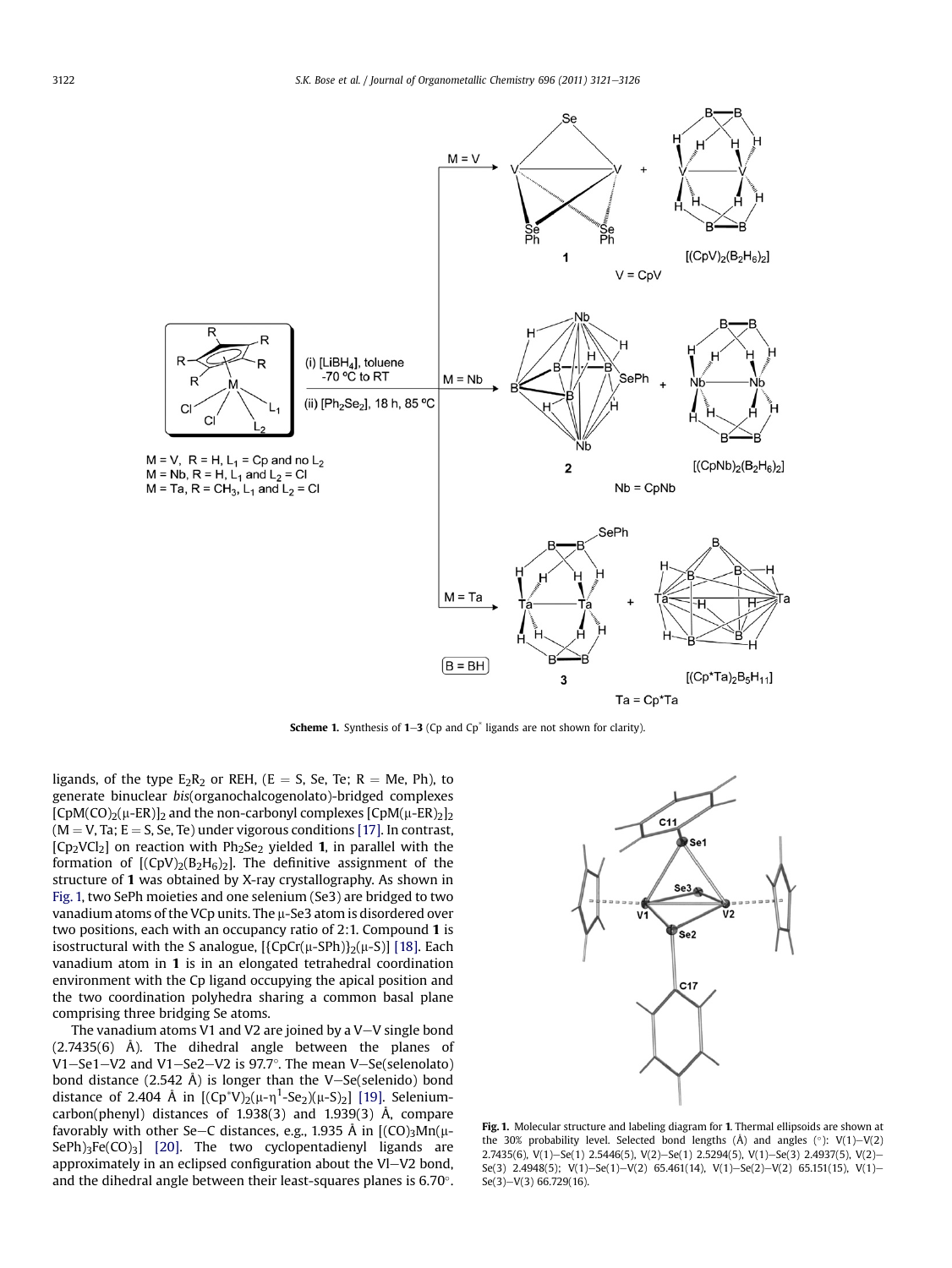**Scheme 1.** Synthesis of **1**–**3** (Cp and Cp* ligands are not shown for clarity).

ligands, of the type $E_2R_2$ or REH, (E = S, Se, Te; R = Me, Ph), to generate binuclear *bis*(organochalcogenolato)-bridged complexes $[CpM(CO)_2(\mu\text{-}ER)]_2$ and the non-carbonyl complexes $[CpM(\mu\text{-}ER)_2]_2$ (M = V, Ta; E = S, Se, Te) under vigorous conditions [17]. In contrast, $[Cp_2VCl_2]$ on reaction with $Ph_2Se_2$ yielded **1**, in parallel with the formation of $[(CpV)_2(B_2H_6)_2]$. The definitive assignment of the structure of **1** was obtained by X-ray crystallography. As shown in Fig. 1, two SePh moieties and one selenium (Se3) are bridged to two vanadium atoms of the VCp units. The μ-Se3 atom is disordered over two positions, each with an occupancy ratio of 2:1. Compound **1** is isostructural with the S analogue, $[\{CpCr(\mu\text{-}SPh)\}_2(\mu\text{-}S)]$ [18]. Each vanadium atom in **1** is in an elongated tetrahedral coordination environment with the Cp ligand occupying the apical position and the two coordination polyhedra sharing a common basal plane comprising three bridging Se atoms.

The vanadium atoms V1 and V2 are joined by a V–V single bond (2.7435(6) Å). The dihedral angle between the planes of V1–Se1–V2 and V1–Se2–V2 is 97.7°. The mean V–Se(selenolato) bond distance (2.542 Å) is longer than the V–Se(selenido) bond distance of 2.404 Å in $[(Cp^*V)_2(\mu\text{-}\eta^1\text{-}Se_2)(\mu\text{-}S)_2]$ [19]. Selenium-carbon(phenyl) distances of 1.938(3) and 1.939(3) Å, compare favorably with other Se–C distances, e.g., 1.935 Å in $[(CO)_3Mn(\mu\text{-}SePh)_3Fe(CO)_3]$ [20]. The two cyclopentadienyl ligands are approximately in an eclipsed configuration about the Vl–V2 bond, and the dihedral angle between their least-squares planes is 6.70°.

**Fig. 1.** Molecular structure and labeling diagram for **1**. Thermal ellipsoids are shown at the 30% probability level. Selected bond lengths (Å) and angles (°): V(1)–V(2) 2.7435(6), V(1)–Se(1) 2.5446(5), V(2)–Se(1) 2.5294(5), V(1)–Se(3) 2.4937(5), V(2)–Se(3) 2.4948(5); V(1)–Se(1)–V(2) 65.461(14), V(1)–Se(2)–V(2) 65.151(15), V(1)–Se(3)–V(3) 66.729(16).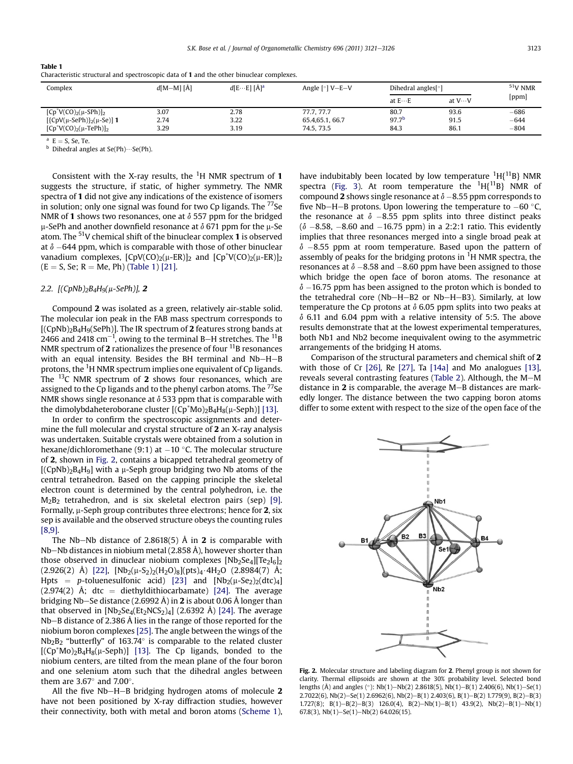**Table 1**
Characteristic structural and spectroscopic data of **1** and the other binuclear complexes.

| Complex | $d$[M–M] [Å] | $d$[E···E] [Å][a] | Angle [°] V–E–V | Dihedral angles[°] | | $^{51}$V NMR [ppm] |
|---|---|---|---|---|---|---|
| | | | | at E···E | at V···V | |
| $[Cp^{*}V(CO)_2(\mu\text{-}SPh)]_2$ | 3.07 | 2.78 | 77.7, 77.7 | 80.7 | 93.6 | −686 |
| $[\{CpV(\mu\text{-}SePh)\}_2(\mu\text{-}Se)]$ **1** | 2.74 | 3.22 | 65.4,65.1, 66.7 | 97.7[b] | 91.5 | −644 |
| $[Cp^{*}V(CO)_2(\mu\text{-}TePh)]_2$ | 3.29 | 3.19 | 74.5, 73.5 | 84.3 | 86.1 | −804 |

[a] E = S, Se, Te.
[b] Dihedral angles at Se(Ph)···Se(Ph).

Consistent with the X-ray results, the $^1$H NMR spectrum of **1** suggests the structure, if static, of higher symmetry. The NMR spectra of **1** did not give any indications of the existence of isomers in solution; only one signal was found for two Cp ligands. The $^{77}$Se NMR of **1** shows two resonances, one at $\delta$ 557 ppm for the bridged μ-SePh and another downfield resonance at $\delta$ 671 ppm for the μ-Se atom. The $^{51}$V chemical shift of the binuclear complex **1** is observed at $\delta$ −644 ppm, which is comparable with those of other binuclear vanadium complexes, $[CpV(CO)_2(\mu\text{-}ER)]_2$ and $[Cp^{*}V(CO)_2(\mu\text{-}ER)]_2$ (E = S, Se; R = Me, Ph) (Table 1) [21].

### 2.2. $[(CpNb)_2B_4H_9(\mu\text{-}SePh)]$, 2

Compound **2** was isolated as a green, relatively air-stable solid. The molecular ion peak in the FAB mass spectrum corresponds to $[(CpNb)_2B_4H_9(SePh)]$. The IR spectrum of **2** features strong bands at 2466 and 2418 cm$^{-1}$, owing to the terminal B–H stretches. The $^{11}$B NMR spectrum of **2** rationalizes the presence of four $^{11}$B resonances with an equal intensity. Besides the BH terminal and Nb–H–B protons, the $^1$H NMR spectrum implies one equivalent of Cp ligands. The $^{13}$C NMR spectrum of **2** shows four resonances, which are assigned to the Cp ligands and to the phenyl carbon atoms. The $^{77}$Se NMR shows single resonance at $\delta$ 533 ppm that is comparable with the dimolybdaheteroborane cluster $[(Cp^{*}Mo)_2B_4H_8(\mu\text{-}Seph)]$ [13].

In order to confirm the spectroscopic assignments and determine the full molecular and crystal structure of **2** an X-ray analysis was undertaken. Suitable crystals were obtained from a solution in hexane/dichloromethane (9:1) at −10 °C. The molecular structure of **2**, shown in Fig. 2, contains a bicapped tetrahedral geometry of $[(CpNb)_2B_4H_9]$ with a μ-Seph group bridging two Nb atoms of the central tetrahedron. Based on the capping principle the skeletal electron count is determined by the central polyhedron, i.e. the $M_2B_2$ tetrahedron, and is six skeletal electron pairs (sep) [9]. Formally, μ-Seph group contributes three electrons; hence for **2**, six sep is available and the observed structure obeys the counting rules [8,9].

The Nb–Nb distance of 2.8618(5) Å in **2** is comparable with Nb–Nb distances in niobium metal (2.858 Å), however shorter than those observed in dinuclear niobium complexes $[Nb_2Se_4][Te_2I_6]_2$ (2.926(2) Å) [22], $[Nb_2(\mu\text{-}S_2)_2(H_2O)_8](pts)_4\cdot 4H_2O$ (2.8984(7) Å; Hpts = p-toluenesulfonic acid) [23] and $[Nb_2(\mu\text{-}Se_2)_2(dtc)_4]$ (2.974(2) Å; dtc = diethyldithiocarbamate) [24]. The average bridging Nb–Se distance (2.6992 Å) in **2** is about 0.06 Å longer than that observed in $[Nb_2Se_4(Et_2NCS_2)_4]$ (2.6392 Å) [24]. The average Nb–B distance of 2.386 Å lies in the range of those reported for the niobium boron complexes [25]. The angle between the wings of the $Nb_2B_2$ "butterfly" of 163.74° is comparable to the related cluster $[(Cp^{*}Mo)_2B_4H_8(\mu\text{-}Seph)]$ [13]. The Cp ligands, bonded to the niobium centers, are tilted from the mean plane of the four boron and one selenium atom such that the dihedral angles between them are 3.67° and 7.00°.

All the five Nb–H–B bridging hydrogen atoms of molecule **2** have not been positioned by X-ray diffraction studies, however their connectivity, both with metal and boron atoms (Scheme 1), have indubitably been located by low temperature $^1$H{$^{11}$B} NMR spectra (Fig. 3). At room temperature the $^1$H{$^{11}$B} NMR of compound **2** shows single resonance at $\delta$ −8.55 ppm corresponds to five Nb–H–B protons. Upon lowering the temperature to −60 °C, the resonance at $\delta$ −8.55 ppm splits into three distinct peaks ($\delta$ −8.58, −8.60 and −16.75 ppm) in a 2:2:1 ratio. This evidently implies that three resonances merged into a single broad peak at $\delta$ −8.55 ppm at room temperature. Based upon the pattern of assembly of peaks for the bridging protons in $^1$H NMR spectra, the resonances at $\delta$ −8.58 and −8.60 ppm have been assigned to those which bridge the open face of boron atoms. The resonance at $\delta$ −16.75 ppm has been assigned to the proton which is bonded to the tetrahedral core (Nb–H–B2 or Nb–H–B3). Similarly, at low temperature the Cp protons at $\delta$ 6.05 ppm splits into two peaks at $\delta$ 6.11 and 6.04 ppm with a relative intensity of 5:5. The above results demonstrate that at the lowest experimental temperatures, both Nb1 and Nb2 become inequivalent owing to the asymmetric arrangements of the bridging H atoms.

Comparison of the structural parameters and chemical shift of **2** with those of Cr [26], Re [27], Ta [14a] and Mo analogues [13], reveals several contrasting features (Table 2). Although, the M–M distance in **2** is comparable, the average M–B distances are markedly longer. The distance between the two capping boron atoms differ to some extent with respect to the size of the open face of the

**Fig. 2.** Molecular structure and labeling diagram for **2**. Phenyl group is not shown for clarity. Thermal ellipsoids are shown at the 30% probability level. Selected bond lengths (Å) and angles (°): Nb(1)–Nb(2) 2.8618(5), Nb(1)–B(1) 2.406(6), Nb(1)–Se(1) 2.7022(6), Nb(2)–Se(1) 2.6962(6), Nb(2)–B(1) 2.403(6), B(1)–B(2) 1.779(9), B(2)–B(3) 1.727(8); B(1)–B(2)–B(3) 126.0(4), B(2)–Nb(1)–B(1) 43.9(2), Nb(2)–B(1)–Nb(1) 67.8(3), Nb(1)–Se(1)–Nb(2) 64.026(15).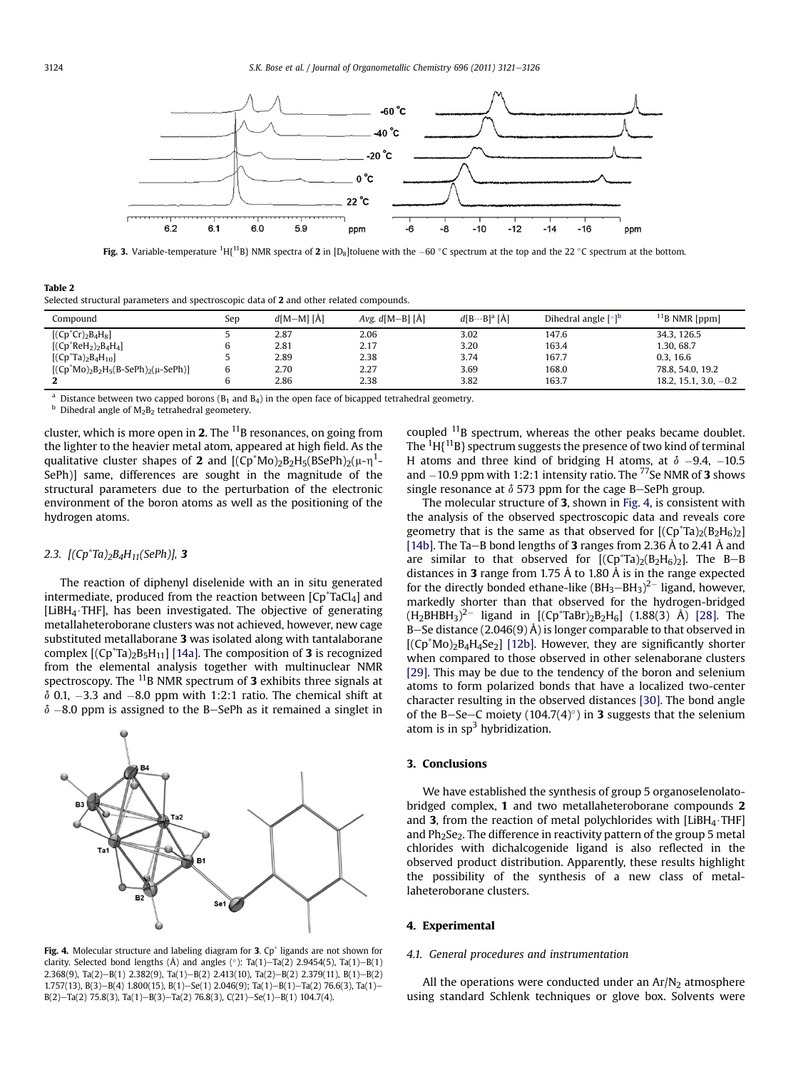**Fig. 3.** Variable-temperature $^{1}H\{^{11}B\}$ NMR spectra of **2** in [D$_8$]toluene with the −60 °C spectrum at the top and the 22 °C spectrum at the bottom.

**Table 2**
Selected structural parameters and spectroscopic data of **2** and other related compounds.

| Compound | Sep | d[M−M] [Å] | Avg. d[M−B] [Å] | d[B···B][a] [Å] | Dihedral angle [°][b] | $^{11}$B NMR [ppm] |
|---|---|---|---|---|---|---|
| $[(Cp^*Cr)_2B_4H_8]$ | 5 | 2.87 | 2.06 | 3.02 | 147.6 | 34.3, 126.5 |
| $[(Cp^*ReH_2)_2B_4H_4]$ | 6 | 2.81 | 2.17 | 3.20 | 163.4 | 1.30, 68.7 |
| $[(Cp^*Ta)_2B_4H_{10}]$ | 5 | 2.89 | 2.38 | 3.74 | 167.7 | 0.3, 16.6 |
| $[(Cp^*Mo)_2B_2H_5(B\text{-}SePh)_2(\mu\text{-}SePh)]$ | 6 | 2.70 | 2.27 | 3.69 | 168.0 | 78.8, 54.0, 19.2 |
| **2** | 6 | 2.86 | 2.38 | 3.82 | 163.7 | 18.2, 15.1, 3.0, −0.2 |

[a] Distance between two capped borons (B$_1$ and B$_4$) in the open face of bicapped tetrahedral geometry.
[b] Dihedral angle of M$_2$B$_2$ tetrahedral geometery.

cluster, which is more open in **2**. The $^{11}$B resonances, on going from the lighter to the heavier metal atom, appeared at high field. As the qualitative cluster shapes of **2** and $[(Cp^*Mo)_2B_2H_5(BSePh)_2(\mu\text{-}\eta^1\text{-}SePh)]$ same, differences are sought in the magnitude of the structural parameters due to the perturbation of the electronic environment of the boron atoms as well as the positioning of the hydrogen atoms.

### 2.3. $[(Cp^*Ta)_2B_4H_{11}(SePh)]$, 3

The reaction of diphenyl diselenide with an in situ generated intermediate, produced from the reaction between $[Cp^*TaCl_4]$ and $[LiBH_4\cdot THF]$, has been investigated. The objective of generating metallaheteroborane clusters was not achieved, however, new cage substituted metallaborane **3** was isolated along with tantalaborane complex $[(Cp^*Ta)_2B_5H_{11}]$ [14a]. The composition of **3** is recognized from the elemental analysis together with multinuclear NMR spectroscopy. The $^{11}$B NMR spectrum of **3** exhibits three signals at δ 0.1, −3.3 and −8.0 ppm with 1:2:1 ratio. The chemical shift at δ −8.0 ppm is assigned to the B−SePh as it remained a singlet in coupled $^{11}$B spectrum, whereas the other peaks became doublet. The $^{1}H\{^{11}B\}$ spectrum suggests the presence of two kind of terminal H atoms and three kind of bridging H atoms, at δ −9.4, −10.5 and −10.9 ppm with 1:2:1 intensity ratio. The $^{77}$Se NMR of **3** shows single resonance at δ 573 ppm for the cage B−SePh group.

The molecular structure of **3**, shown in Fig. 4, is consistent with the analysis of the observed spectroscopic data and reveals core geometry that is the same as that observed for $[(Cp^*Ta)_2(B_2H_6)_2]$ [14b]. The Ta−B bond lengths of **3** ranges from 2.36 Å to 2.41 Å and are similar to that observed for $[(Cp^*Ta)_2(B_2H_6)_2]$. The B−B distances in **3** range from 1.75 Å to 1.80 Å is in the range expected for the directly bonded ethane-like $(BH_3{-}BH_3)^{2-}$ ligand, however, markedly shorter than that observed for the hydrogen-bridged $(H_2BHBH_3)^{2-}$ ligand in $[(Cp^*TaBr)_2B_2H_6]$ (1.88(3) Å) [28]. The B−Se distance (2.046(9) Å) is longer comparable to that observed in $[(Cp^*Mo)_2B_4H_4Se_2]$ [12b]. However, they are significantly shorter when compared to those observed in other selenaborane clusters [29]. This may be due to the tendency of the boron and selenium atoms to form polarized bonds that have a localized two-center character resulting in the observed distances [30]. The bond angle of the B−Se−C moiety (104.7(4)°) in **3** suggests that the selenium atom is in sp$^3$ hybridization.

**Fig. 4.** Molecular structure and labeling diagram for **3**. Cp* ligands are not shown for clarity. Selected bond lengths (Å) and angles (°): Ta(1)−Ta(2) 2.9454(5), Ta(1)−B(1) 2.368(9), Ta(2)−B(1) 2.382(9), Ta(1)−B(2) 2.413(10), Ta(2)−B(2) 2.379(11), B(1)−B(2) 1.757(13), B(3)−B(4) 1.800(15), B(1)−Se(1) 2.046(9); Ta(1)−B(1)−Ta(2) 76.6(3), Ta(1)−B(2)−Ta(2) 75.8(3), Ta(1)−B(3)−Ta(2) 76.8(3), C(21)−Se(1)−B(1) 104.7(4).

## 3. Conclusions

We have established the synthesis of group 5 organoselenolato-bridged complex, **1** and two metallaheteroborane compounds **2** and **3**, from the reaction of metal polychlorides with $[LiBH_4\cdot THF]$ and $Ph_2Se_2$. The difference in reactivity pattern of the group 5 metal chlorides with dichalcogenide ligand is also reflected in the observed product distribution. Apparently, these results highlight the possibility of the synthesis of a new class of metallaheteroborane clusters.

## 4. Experimental

### 4.1. General procedures and instrumentation

All the operations were conducted under an Ar/N$_2$ atmosphere using standard Schlenk techniques or glove box. Solvents were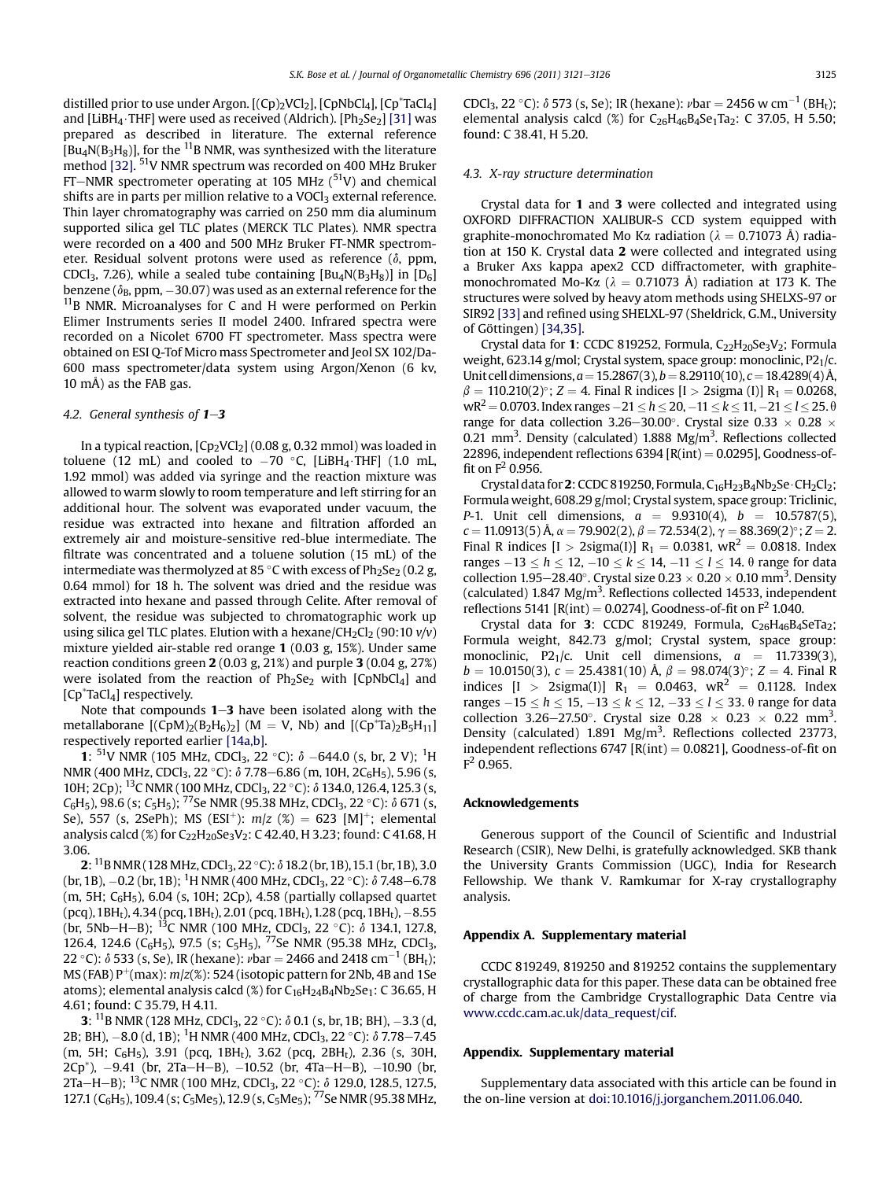distilled prior to use under Argon. $[(Cp)_2VCl_2]$, $[CpNbCl_4]$, $[Cp^*TaCl_4]$ and $[LiBH_4 \cdot THF]$ were used as received (Aldrich). $[Ph_2Se_2]$ [31] was prepared as described in literature. The external reference $[Bu_4N(B_3H_8)]$, for the $^{11}B$ NMR, was synthesized with the literature method [32]. $^{51}V$ NMR spectrum was recorded on 400 MHz Bruker FT–NMR spectrometer operating at 105 MHz ($^{51}V$) and chemical shifts are in parts per million relative to a $VOCl_3$ external reference. Thin layer chromatography was carried on 250 mm dia aluminum supported silica gel TLC plates (MERCK TLC Plates). NMR spectra were recorded on a 400 and 500 MHz Bruker FT-NMR spectrometer. Residual solvent protons were used as reference (δ, ppm, $CDCl_3$, 7.26), while a sealed tube containing $[Bu_4N(B_3H_8)]$ in $[D_6]$ benzene ($\delta_B$, ppm, −30.07) was used as an external reference for the $^{11}B$ NMR. Microanalyses for C and H were performed on Perkin Elmer Instruments series II model 2400. Infrared spectra were recorded on a Nicolet 6700 FT spectrometer. Mass spectra were obtained on ESI Q-Tof Micro mass Spectrometer and Jeol SX 102/Da-600 mass spectrometer/data system using Argon/Xenon (6 kv, 10 mÅ) as the FAB gas.

### 4.2. General synthesis of 1–3

In a typical reaction, $[Cp_2VCl_2]$ (0.08 g, 0.32 mmol) was loaded in toluene (12 mL) and cooled to −70 °C, $[LiBH_4 \cdot THF]$ (1.0 mL, 1.92 mmol) was added via syringe and the reaction mixture was allowed to warm slowly to room temperature and left stirring for an additional hour. The solvent was evaporated under vacuum, the residue was extracted into hexane and filtration afforded an extremely air and moisture-sensitive red-blue intermediate. The filtrate was concentrated and a toluene solution (15 mL) of the intermediate was thermolyzed at 85 °C with excess of $Ph_2Se_2$ (0.2 g, 0.64 mmol) for 18 h. The solvent was dried and the residue was extracted into hexane and passed through Celite. After removal of solvent, the residue was subjected to chromatographic work up using silica gel TLC plates. Elution with a hexane/$CH_2Cl_2$ (90:10 v/v) mixture yielded air-stable red orange **1** (0.03 g, 15%). Under same reaction conditions green **2** (0.03 g, 21%) and purple **3** (0.04 g, 27%) were isolated from the reaction of $Ph_2Se_2$ with $[CpNbCl_4]$ and $[Cp^*TaCl_4]$ respectively.

Note that compounds **1**–**3** have been isolated along with the metallaborane $[(CpM)_2(B_2H_6)_2]$ (M = V, Nb) and $[(Cp^*Ta)_2B_5H_{11}]$ respectively reported earlier [14a,b].

**1**: $^{51}V$ NMR (105 MHz, $CDCl_3$, 22 °C): δ −644.0 (s, br, 2 V); $^1H$ NMR (400 MHz, $CDCl_3$, 22 °C): δ 7.78–6.86 (m, 10H, $2C_6H_5$), 5.96 (s, 10H; 2Cp); $^{13}C$ NMR (100 MHz, $CDCl_3$, 22 °C): δ 134.0, 126.4, 125.3 (s, $C_6H_5$), 98.6 (s; $C_5H_5$); $^{77}Se$ NMR (95.38 MHz, $CDCl_3$, 22 °C): δ 671 (s, Se), 557 (s, 2SePh); MS ($ESI^+$): $m/z$ (%) = 623 $[M]^+$; elemental analysis calcd (%) for $C_{22}H_{20}Se_3V_2$: C 42.40, H 3.23; found: C 41.68, H 3.06.

**2**: $^{11}B$ NMR (128 MHz, $CDCl_3$, 22 °C): δ 18.2 (br, 1B), 15.1 (br, 1B), 3.0 (br, 1B), −0.2 (br, 1B); $^1H$ NMR (400 MHz, $CDCl_3$, 22 °C): δ 7.48–6.78 (m, 5H; $C_6H_5$), 6.04 (s, 10H; 2Cp), 4.58 (partially collapsed quartet (pcq), $1BH_t$), 4.34 (pcq, $1BH_t$), 2.01 (pcq, $1BH_t$), 1.28 (pcq, $1BH_t$), −8.55 (br, 5Nb–H–B); $^{13}C$ NMR (100 MHz, $CDCl_3$, 22 °C): δ 134.1, 127.8, 126.4, 124.6 ($C_6H_5$), 97.5 (s; $C_5H_5$), $^{77}Se$ NMR (95.38 MHz, $CDCl_3$, 22 °C): δ 533 (s, Se), IR (hexane): νbar = 2466 and 2418 $cm^{-1}$ ($BH_t$); MS (FAB) $P^+$(max): $m/z$(%): 524 (isotopic pattern for 2Nb, 4B and 1Se atoms); elemental analysis calcd (%) for $C_{16}H_{24}B_4Nb_2Se_1$: C 36.65, H 4.61; found: C 35.79, H 4.11.

**3**: $^{11}B$ NMR (128 MHz, $CDCl_3$, 22 °C): δ 0.1 (s, br, 1B; BH), −3.3 (d, 2B; BH), −8.0 (d, 1B); $^1H$ NMR (400 MHz, $CDCl_3$, 22 °C): δ 7.78–7.45 (m, 5H; $C_6H_5$), 3.91 (pcq, $1BH_t$), 3.62 (pcq, $2BH_t$), 2.36 (s, 30H, $2Cp^*$), −9.41 (br, 2Ta–H–B), −10.52 (br, 4Ta–H–B), −10.90 (br, 2Ta–H–B); $^{13}C$ NMR (100 MHz, $CDCl_3$, 22 °C): δ 129.0, 128.5, 127.5, 127.1 ($C_6H_5$), 109.4 (s; $C_5Me_5$), 12.9 (s, $C_5Me_5$); $^{77}Se$ NMR (95.38 MHz, $CDCl_3$, 22 °C): δ 573 (s, Se); IR (hexane): νbar = 2456 w $cm^{-1}$ ($BH_t$); elemental analysis calcd (%) for $C_{26}H_{46}B_4Se_1Ta_2$: C 37.05, H 5.50; found: C 38.41, H 5.20.

### 4.3. X-ray structure determination

Crystal data for **1** and **3** were collected and integrated using OXFORD DIFFRACTION XALIBUR-S CCD system equipped with graphite-monochromated Mo Kα radiation (λ = 0.71073 Å) radiation at 150 K. Crystal data **2** were collected and integrated using a Bruker Axs kappa apex2 CCD diffractometer, with graphite-monochromated Mo-Kα (λ = 0.71073 Å) radiation at 173 K. The structures were solved by heavy atom methods using SHELXS-97 or SIR92 [33] and refined using SHELXL-97 (Sheldrick, G.M., University of Göttingen) [34,35].

Crystal data for **1**: CCDC 819252, Formula, $C_{22}H_{20}Se_3V_2$; Formula weight, 623.14 g/mol; Crystal system, space group: monoclinic, $P2_1/c$. Unit cell dimensions, $a$ = 15.2867(3), $b$ = 8.29110(10), $c$ = 18.4289(4) Å, β = 110.210(2)°; Z = 4. Final R indices [I > 2sigma (I)] $R_1$ = 0.0268, $wR^2$ = 0.0703. Index ranges −21 ≤ h ≤ 20, −11 ≤ k ≤ 11, −21 ≤ l ≤ 25. θ range for data collection 3.26–30.00°. Crystal size 0.33 × 0.28 × 0.21 $mm^3$. Density (calculated) 1.888 $Mg/m^3$. Reflections collected 22896, independent reflections 6394 [R(int) = 0.0295], Goodness-of-fit on $F^2$ 0.956.

Crystal data for **2**: CCDC 819250, Formula, $C_{16}H_{23}B_4Nb_2Se \cdot CH_2Cl_2$; Formula weight, 608.29 g/mol; Crystal system, space group: Triclinic, P-1. Unit cell dimensions, $a$ = 9.9310(4), $b$ = 10.5787(5), $c$ = 11.0913(5) Å, α = 79.902(2), β = 72.534(2), γ = 88.369(2)°; Z = 2. Final R indices [I > 2sigma(I)] $R_1$ = 0.0381, $wR^2$ = 0.0818. Index ranges −13 ≤ h ≤ 12, −10 ≤ k ≤ 14, −11 ≤ l ≤ 14. θ range for data collection 1.95–28.40°. Crystal size 0.23 × 0.20 × 0.10 $mm^3$. Density (calculated) 1.847 $Mg/m^3$. Reflections collected 14533, independent reflections 5141 [R(int) = 0.0274], Goodness-of-fit on $F^2$ 1.040.

Crystal data for **3**: CCDC 819249, Formula, $C_{26}H_{46}B_4SeTa_2$; Formula weight, 842.73 g/mol; Crystal system, space group: monoclinic, $P2_1/c$. Unit cell dimensions, $a$ = 11.7339(3), $b$ = 10.0150(3), $c$ = 25.4381(10) Å, β = 98.074(3)°; Z = 4. Final R indices [I > 2sigma(I)] $R_1$ = 0.0463, $wR^2$ = 0.1128. Index ranges −15 ≤ h ≤ 15, −13 ≤ k ≤ 12, −33 ≤ l ≤ 33. θ range for data collection 3.26–27.50°. Crystal size 0.28 × 0.23 × 0.22 $mm^3$. Density (calculated) 1.891 $Mg/m^3$. Reflections collected 23773, independent reflections 6747 [R(int) = 0.0821], Goodness-of-fit on $F^2$ 0.965.

## Acknowledgements

Generous support of the Council of Scientific and Industrial Research (CSIR), New Delhi, is gratefully acknowledged. SKB thank the University Grants Commission (UGC), India for Research Fellowship. We thank V. Ramkumar for X-ray crystallography analysis.

## Appendix A. Supplementary material

CCDC 819249, 819250 and 819252 contains the supplementary crystallographic data for this paper. These data can be obtained free of charge from the Cambridge Crystallographic Data Centre via www.ccdc.cam.ac.uk/data_request/cif.

## Appendix. Supplementary material

Supplementary data associated with this article can be found in the on-line version at doi:10.1016/j.jorganchem.2011.06.040.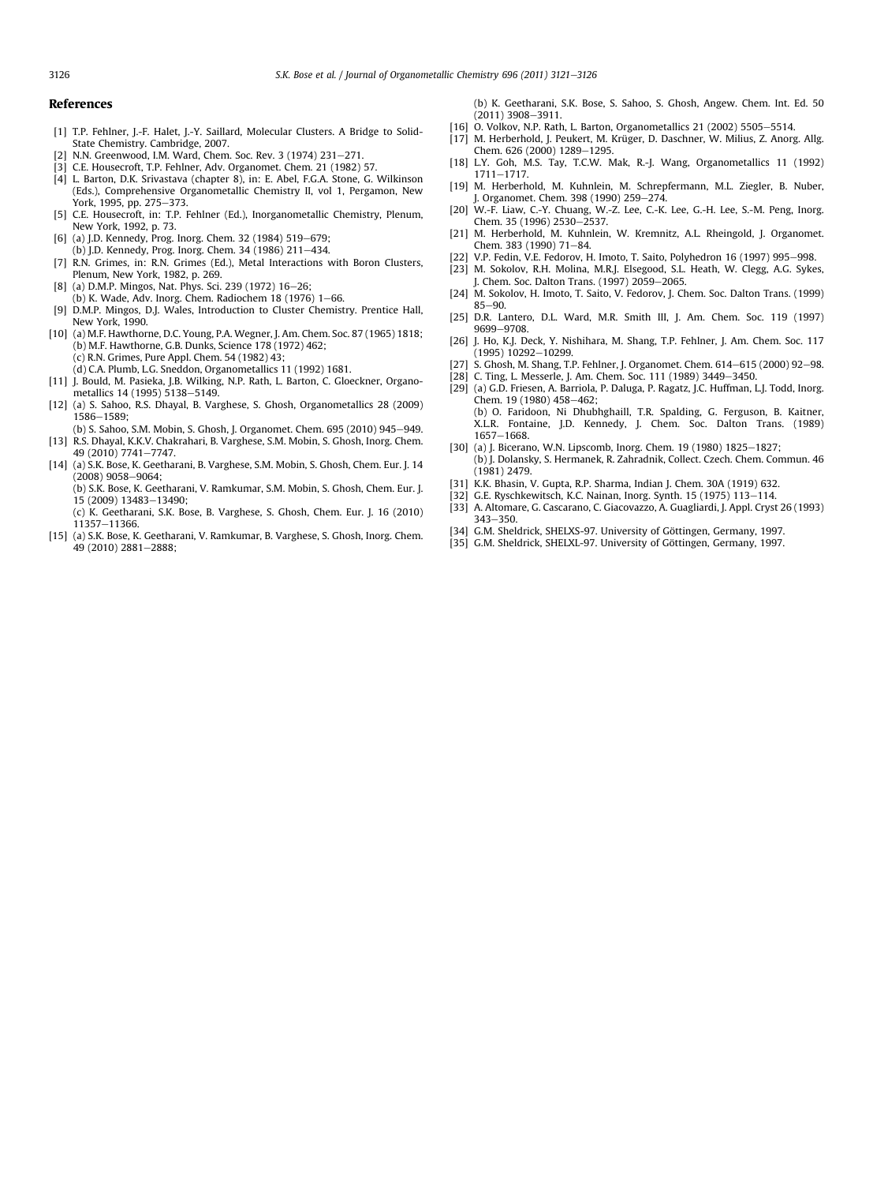## References

[1] T.P. Fehlner, J.-F. Halet, J.-Y. Saillard, Molecular Clusters. A Bridge to Solid-State Chemistry. Cambridge, 2007.

[2] N.N. Greenwood, I.M. Ward, Chem. Soc. Rev. 3 (1974) 231–271.

[3] C.E. Housecroft, T.P. Fehlner, Adv. Organomet. Chem. 21 (1982) 57.

[4] L. Barton, D.K. Srivastava (chapter 8), in: E. Abel, F.G.A. Stone, G. Wilkinson (Eds.), Comprehensive Organometallic Chemistry II, vol 1, Pergamon, New York, 1995, pp. 275–373.

[5] C.E. Housecroft, in: T.P. Fehlner (Ed.), Inorganometallic Chemistry, Plenum, New York, 1992, p. 73.

[6] (a) J.D. Kennedy, Prog. Inorg. Chem. 32 (1984) 519–679;
(b) J.D. Kennedy, Prog. Inorg. Chem. 34 (1986) 211–434.

[7] R.N. Grimes, in: R.N. Grimes (Ed.), Metal Interactions with Boron Clusters, Plenum, New York, 1982, p. 269.

[8] (a) D.M.P. Mingos, Nat. Phys. Sci. 239 (1972) 16–26;
(b) K. Wade, Adv. Inorg. Chem. Radiochem 18 (1976) 1–66.

[9] D.M.P. Mingos, D.J. Wales, Introduction to Cluster Chemistry. Prentice Hall, New York, 1990.

[10] (a) M.F. Hawthorne, D.C. Young, P.A. Wegner, J. Am. Chem. Soc. 87 (1965) 1818;
(b) M.F. Hawthorne, G.B. Dunks, Science 178 (1972) 462;
(c) R.N. Grimes, Pure Appl. Chem. 54 (1982) 43;
(d) C.A. Plumb, L.G. Sneddon, Organometallics 11 (1992) 1681.

[11] J. Bould, M. Pasieka, J.B. Wilking, N.P. Rath, L. Barton, C. Gloeckner, Organometallics 14 (1995) 5138–5149.

[12] (a) S. Sahoo, R.S. Dhayal, B. Varghese, S. Ghosh, Organometallics 28 (2009) 1586–1589;
(b) S. Sahoo, S.M. Mobin, S. Ghosh, J. Organomet. Chem. 695 (2010) 945–949.

[13] R.S. Dhayal, K.K.V. Chakrahari, B. Varghese, S.M. Mobin, S. Ghosh, Inorg. Chem. 49 (2010) 7741–7747.

[14] (a) S.K. Bose, K. Geetharani, B. Varghese, S.M. Mobin, S. Ghosh, Chem. Eur. J. 14 (2008) 9058–9064;
(b) S.K. Bose, K. Geetharani, V. Ramkumar, S.M. Mobin, S. Ghosh, Chem. Eur. J. 15 (2009) 13483–13490;
(c) K. Geetharani, S.K. Bose, B. Varghese, S. Ghosh, Chem. Eur. J. 16 (2010) 11357–11366.

[15] (a) S.K. Bose, K. Geetharani, V. Ramkumar, B. Varghese, S. Ghosh, Inorg. Chem. 49 (2010) 2881–2888;
(b) K. Geetharani, S.K. Bose, S. Sahoo, S. Ghosh, Angew. Chem. Int. Ed. 50 (2011) 3908–3911.

[16] O. Volkov, N.P. Rath, L. Barton, Organometallics 21 (2002) 5505–5514.

[17] M. Herberhold, J. Peukert, M. Krüger, D. Daschner, W. Milius, Z. Anorg. Allg. Chem. 626 (2000) 1289–1295.

[18] L.Y. Goh, M.S. Tay, T.C.W. Mak, R.-J. Wang, Organometallics 11 (1992) 1711–1717.

[19] M. Herberhold, M. Kuhnlein, M. Schrepfermann, M.L. Ziegler, B. Nuber, J. Organomet. Chem. 398 (1990) 259–274.

[20] W.-F. Liaw, C.-Y. Chuang, W.-Z. Lee, C.-K. Lee, G.-H. Lee, S.-M. Peng, Inorg. Chem. 35 (1996) 2530–2537.

[21] M. Herberhold, M. Kuhnlein, W. Kremnitz, A.L. Rheingold, J. Organomet. Chem. 383 (1990) 71–84.

[22] V.P. Fedin, V.E. Fedorov, H. Imoto, T. Saito, Polyhedron 16 (1997) 995–998.

[23] M. Sokolov, R.H. Molina, M.R.J. Elsegood, S.L. Heath, W. Clegg, A.G. Sykes, J. Chem. Soc. Dalton Trans. (1997) 2059–2065.

[24] M. Sokolov, H. Imoto, T. Saito, V. Fedorov, J. Chem. Soc. Dalton Trans. (1999) 85–90.

[25] D.R. Lantero, D.L. Ward, M.R. Smith III, J. Am. Chem. Soc. 119 (1997) 9699–9708.

[26] J. Ho, K.J. Deck, Y. Nishihara, M. Shang, T.P. Fehlner, J. Am. Chem. Soc. 117 (1995) 10292–10299.

[27] S. Ghosh, M. Shang, T.P. Fehlner, J. Organomet. Chem. 614–615 (2000) 92–98.

[28] C. Ting, L. Messerle, J. Am. Chem. Soc. 111 (1989) 3449–3450.

[29] (a) G.D. Friesen, A. Barriola, P. Daluga, P. Ragatz, J.C. Huffman, L.J. Todd, Inorg. Chem. 19 (1980) 458–462;
(b) O. Faridoon, Ni Dhubhghaill, T.R. Spalding, G. Ferguson, B. Kaitner, X.L.R. Fontaine, J.D. Kennedy, J. Chem. Soc. Dalton Trans. (1989) 1657–1668.

[30] (a) J. Bicerano, W.N. Lipscomb, Inorg. Chem. 19 (1980) 1825–1827;
(b) J. Dolansky, S. Hermanek, R. Zahradnik, Collect. Czech. Chem. Commun. 46 (1981) 2479.

[31] K.K. Bhasin, V. Gupta, R.P. Sharma, Indian J. Chem. 30A (1919) 632.

[32] G.E. Ryschkewitsch, K.C. Nainan, Inorg. Synth. 15 (1975) 113–114.

[33] A. Altomare, G. Cascarano, C. Giacovazzo, A. Guagliardi, J. Appl. Cryst 26 (1993) 343–350.

[34] G.M. Sheldrick, SHELXS-97. University of Göttingen, Germany, 1997.

[35] G.M. Sheldrick, SHELXL-97. University of Göttingen, Germany, 1997.